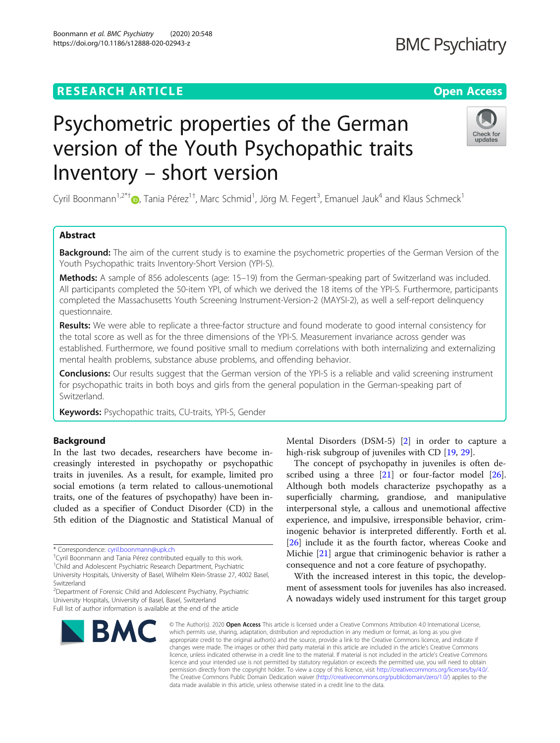# Psychometric properties of the German version of the Youth Psychopathic traits Inventory – short version

Cyril Boonmann[1,2*†], Tania Pérez[1†], Marc Schmid[1], Jörg M. Fegert[3], Emanuel Jauk[4] and Klaus Schmeck[1]

## Abstract

**Background:** The aim of the current study is to examine the psychometric properties of the German Version of the Youth Psychopathic traits Inventory-Short Version (YPI-S).

**Methods:** A sample of 856 adolescents (age: 15–19) from the German-speaking part of Switzerland was included. All participants completed the 50-item YPI, of which we derived the 18 items of the YPI-S. Furthermore, participants completed the Massachusetts Youth Screening Instrument-Version-2 (MAYSI-2), as well a self-report delinquency questionnaire.

**Results:** We were able to replicate a three-factor structure and found moderate to good internal consistency for the total score as well as for the three dimensions of the YPI-S. Measurement invariance across gender was established. Furthermore, we found positive small to medium correlations with both internalizing and externalizing mental health problems, substance abuse problems, and offending behavior.

**Conclusions:** Our results suggest that the German version of the YPI-S is a reliable and valid screening instrument for psychopathic traits in both boys and girls from the general population in the German-speaking part of Switzerland.

**Keywords:** Psychopathic traits, CU-traits, YPI-S, Gender

## Background

In the last two decades, researchers have become increasingly interested in psychopathy or psychopathic traits in juveniles. As a result, for example, limited pro social emotions (a term related to callous-unemotional traits, one of the features of psychopathy) have been included as a specifier of Conduct Disorder (CD) in the 5th edition of the Diagnostic and Statistical Manual of Mental Disorders (DSM-5) [2] in order to capture a high-risk subgroup of juveniles with CD [19, 29].

The concept of psychopathy in juveniles is often described using a three [21] or four-factor model [26]. Although both models characterize psychopathy as a superficially charming, grandiose, and manipulative interpersonal style, a callous and unemotional affective experience, and impulsive, irresponsible behavior, criminogenic behavior is interpreted differently. Forth et al. [26] include it as the fourth factor, whereas Cooke and Michie [21] argue that criminogenic behavior is rather a consequence and not a core feature of psychopathy.

With the increased interest in this topic, the development of assessment tools for juveniles has also increased. A nowadays widely used instrument for this target group

\* Correspondence: cyril.boonmann@upk.ch
†Cyril Boonmann and Tania Pérez contributed equally to this work.
[1]Child and Adolescent Psychiatric Research Department, Psychiatric University Hospitals, University of Basel, Wilhelm Klein-Strasse 27, 4002 Basel, Switzerland
[2]Department of Forensic Child and Adolescent Psychiatry, Psychiatric University Hospitals, University of Basel, Basel, Switzerland
Full list of author information is available at the end of the article

© The Author(s). 2020 **Open Access** This article is licensed under a Creative Commons Attribution 4.0 International License, which permits use, sharing, adaptation, distribution and reproduction in any medium or format, as long as you give appropriate credit to the original author(s) and the source, provide a link to the Creative Commons licence, and indicate if changes were made. The images or other third party material in this article are included in the article's Creative Commons licence, unless indicated otherwise in a credit line to the material. If material is not included in the article's Creative Commons licence and your intended use is not permitted by statutory regulation or exceeds the permitted use, you will need to obtain permission directly from the copyright holder. To view a copy of this licence, visit http://creativecommons.org/licenses/by/4.0/. The Creative Commons Public Domain Dedication waiver (http://creativecommons.org/publicdomain/zero/1.0/) applies to the data made available in this article, unless otherwise stated in a credit line to the data.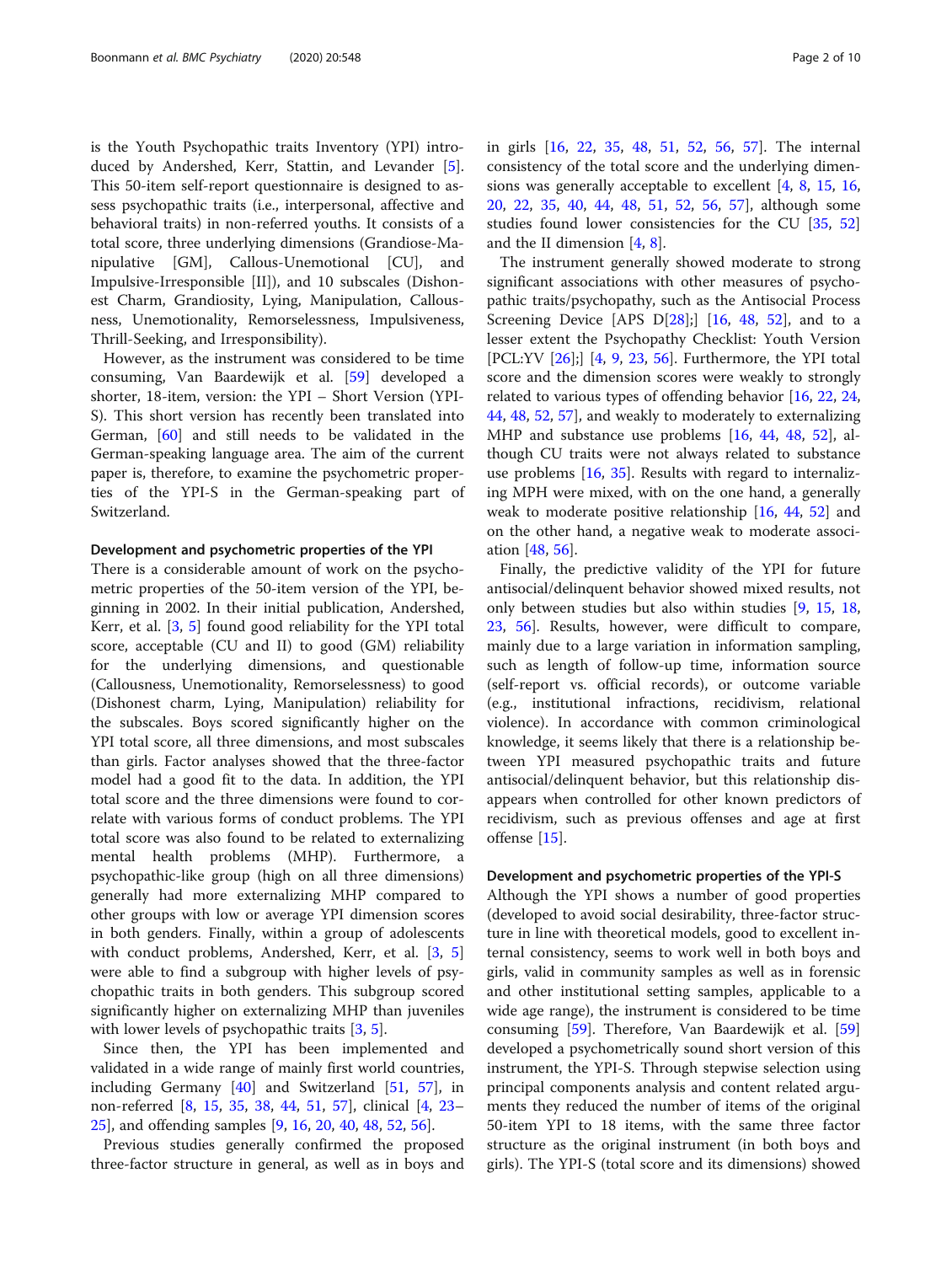is the Youth Psychopathic traits Inventory (YPI) introduced by Andershed, Kerr, Stattin, and Levander [5]. This 50-item self-report questionnaire is designed to assess psychopathic traits (i.e., interpersonal, affective and behavioral traits) in non-referred youths. It consists of a total score, three underlying dimensions (Grandiose-Manipulative [GM], Callous-Unemotional [CU], and Impulsive-Irresponsible [II]), and 10 subscales (Dishonest Charm, Grandiosity, Lying, Manipulation, Callousness, Unemotionality, Remorselessness, Impulsiveness, Thrill-Seeking, and Irresponsibility).

However, as the instrument was considered to be time consuming, Van Baardewijk et al. [59] developed a shorter, 18-item, version: the YPI – Short Version (YPI-S). This short version has recently been translated into German, [60] and still needs to be validated in the German-speaking language area. The aim of the current paper is, therefore, to examine the psychometric properties of the YPI-S in the German-speaking part of Switzerland.

### Development and psychometric properties of the YPI

There is a considerable amount of work on the psychometric properties of the 50-item version of the YPI, beginning in 2002. In their initial publication, Andershed, Kerr, et al. [3, 5] found good reliability for the YPI total score, acceptable (CU and II) to good (GM) reliability for the underlying dimensions, and questionable (Callousness, Unemotionality, Remorselessness) to good (Dishonest charm, Lying, Manipulation) reliability for the subscales. Boys scored significantly higher on the YPI total score, all three dimensions, and most subscales than girls. Factor analyses showed that the three-factor model had a good fit to the data. In addition, the YPI total score and the three dimensions were found to correlate with various forms of conduct problems. The YPI total score was also found to be related to externalizing mental health problems (MHP). Furthermore, a psychopathic-like group (high on all three dimensions) generally had more externalizing MHP compared to other groups with low or average YPI dimension scores in both genders. Finally, within a group of adolescents with conduct problems, Andershed, Kerr, et al. [3, 5] were able to find a subgroup with higher levels of psychopathic traits in both genders. This subgroup scored significantly higher on externalizing MHP than juveniles with lower levels of psychopathic traits [3, 5].

Since then, the YPI has been implemented and validated in a wide range of mainly first world countries, including Germany [40] and Switzerland [51, 57], in non-referred [8, 15, 35, 38, 44, 51, 57], clinical [4, 23–25], and offending samples [9, 16, 20, 40, 48, 52, 56].

Previous studies generally confirmed the proposed three-factor structure in general, as well as in boys and in girls [16, 22, 35, 48, 51, 52, 56, 57]. The internal consistency of the total score and the underlying dimensions was generally acceptable to excellent [4, 8, 15, 16, 20, 22, 35, 40, 44, 48, 51, 52, 56, 57], although some studies found lower consistencies for the CU [35, 52] and the II dimension [4, 8].

The instrument generally showed moderate to strong significant associations with other measures of psychopathic traits/psychopathy, such as the Antisocial Process Screening Device [APS D[28];] [16, 48, 52], and to a lesser extent the Psychopathy Checklist: Youth Version [PCL:YV [26];] [4, 9, 23, 56]. Furthermore, the YPI total score and the dimension scores were weakly to strongly related to various types of offending behavior [16, 22, 24, 44, 48, 52, 57], and weakly to moderately to externalizing MHP and substance use problems [16, 44, 48, 52], although CU traits were not always related to substance use problems [16, 35]. Results with regard to internalizing MPH were mixed, with on the one hand, a generally weak to moderate positive relationship [16, 44, 52] and on the other hand, a negative weak to moderate association [48, 56].

Finally, the predictive validity of the YPI for future antisocial/delinquent behavior showed mixed results, not only between studies but also within studies [9, 15, 18, 23, 56]. Results, however, were difficult to compare, mainly due to a large variation in information sampling, such as length of follow-up time, information source (self-report vs. official records), or outcome variable (e.g., institutional infractions, recidivism, relational violence). In accordance with common criminological knowledge, it seems likely that there is a relationship between YPI measured psychopathic traits and future antisocial/delinquent behavior, but this relationship disappears when controlled for other known predictors of recidivism, such as previous offenses and age at first offense [15].

### Development and psychometric properties of the YPI-S

Although the YPI shows a number of good properties (developed to avoid social desirability, three-factor structure in line with theoretical models, good to excellent internal consistency, seems to work well in both boys and girls, valid in community samples as well as in forensic and other institutional setting samples, applicable to a wide age range), the instrument is considered to be time consuming [59]. Therefore, Van Baardewijk et al. [59] developed a psychometrically sound short version of this instrument, the YPI-S. Through stepwise selection using principal components analysis and content related arguments they reduced the number of items of the original 50-item YPI to 18 items, with the same three factor structure as the original instrument (in both boys and girls). The YPI-S (total score and its dimensions) showed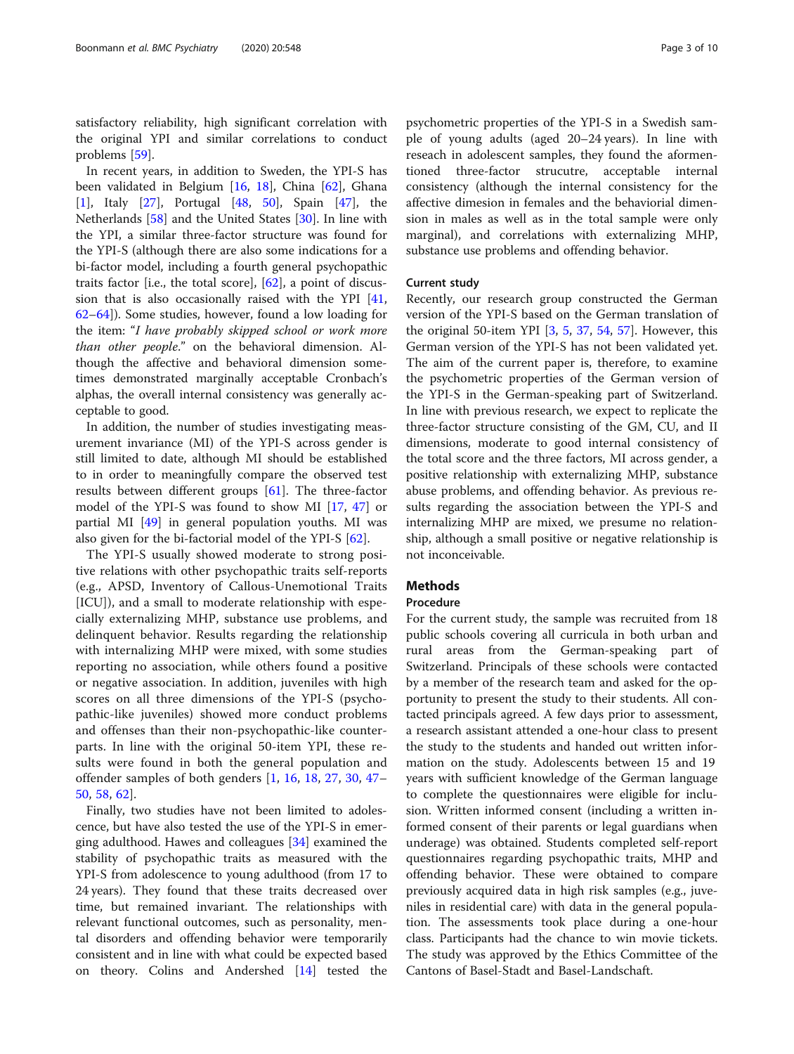satisfactory reliability, high significant correlation with the original YPI and similar correlations to conduct problems [59].

In recent years, in addition to Sweden, the YPI-S has been validated in Belgium [16, 18], China [62], Ghana [1], Italy [27], Portugal [48, 50], Spain [47], the Netherlands [58] and the United States [30]. In line with the YPI, a similar three-factor structure was found for the YPI-S (although there are also some indications for a bi-factor model, including a fourth general psychopathic traits factor [i.e., the total score], [62], a point of discussion that is also occasionally raised with the YPI [41, 62–64]). Some studies, however, found a low loading for the item: "*I have probably skipped school or work more than other people*." on the behavioral dimension. Although the affective and behavioral dimension sometimes demonstrated marginally acceptable Cronbach's alphas, the overall internal consistency was generally acceptable to good.

In addition, the number of studies investigating measurement invariance (MI) of the YPI-S across gender is still limited to date, although MI should be established to in order to meaningfully compare the observed test results between different groups [61]. The three-factor model of the YPI-S was found to show MI [17, 47] or partial MI [49] in general population youths. MI was also given for the bi-factorial model of the YPI-S [62].

The YPI-S usually showed moderate to strong positive relations with other psychopathic traits self-reports (e.g., APSD, Inventory of Callous-Unemotional Traits [ICU]), and a small to moderate relationship with especially externalizing MHP, substance use problems, and delinquent behavior. Results regarding the relationship with internalizing MHP were mixed, with some studies reporting no association, while others found a positive or negative association. In addition, juveniles with high scores on all three dimensions of the YPI-S (psychopathic-like juveniles) showed more conduct problems and offenses than their non-psychopathic-like counterparts. In line with the original 50-item YPI, these results were found in both the general population and offender samples of both genders [1, 16, 18, 27, 30, 47–50, 58, 62].

Finally, two studies have not been limited to adolescence, but have also tested the use of the YPI-S in emerging adulthood. Hawes and colleagues [34] examined the stability of psychopathic traits as measured with the YPI-S from adolescence to young adulthood (from 17 to 24 years). They found that these traits decreased over time, but remained invariant. The relationships with relevant functional outcomes, such as personality, mental disorders and offending behavior were temporarily consistent and in line with what could be expected based on theory. Colins and Andershed [14] tested the psychometric properties of the YPI-S in a Swedish sample of young adults (aged 20–24 years). In line with reseach in adolescent samples, they found the aforementioned three-factor strucutre, acceptable internal consistency (although the internal consistency for the affective dimesion in females and the behavioral dimension in males as well as in the total sample were only marginal), and correlations with externalizing MHP, substance use problems and offending behavior.

### Current study

Recently, our research group constructed the German version of the YPI-S based on the German translation of the original 50-item YPI [3, 5, 37, 54, 57]. However, this German version of the YPI-S has not been validated yet. The aim of the current paper is, therefore, to examine the psychometric properties of the German version of the YPI-S in the German-speaking part of Switzerland. In line with previous research, we expect to replicate the three-factor structure consisting of the GM, CU, and II dimensions, moderate to good internal consistency of the total score and the three factors, MI across gender, a positive relationship with externalizing MHP, substance abuse problems, and offending behavior. As previous results regarding the association between the YPI-S and internalizing MHP are mixed, we presume no relationship, although a small positive or negative relationship is not inconceivable.

## Methods

### Procedure

For the current study, the sample was recruited from 18 public schools covering all curricula in both urban and rural areas from the German-speaking part of Switzerland. Principals of these schools were contacted by a member of the research team and asked for the opportunity to present the study to their students. All contacted principals agreed. A few days prior to assessment, a research assistant attended a one-hour class to present the study to the students and handed out written information on the study. Adolescents between 15 and 19 years with sufficient knowledge of the German language to complete the questionnaires were eligible for inclusion. Written informed consent (including a written informed consent of their parents or legal guardians when underage) was obtained. Students completed self-report questionnaires regarding psychopathic traits, MHP and offending behavior. These were obtained to compare previously acquired data in high risk samples (e.g., juveniles in residential care) with data in the general population. The assessments took place during a one-hour class. Participants had the chance to win movie tickets. The study was approved by the Ethics Committee of the Cantons of Basel-Stadt and Basel-Landschaft.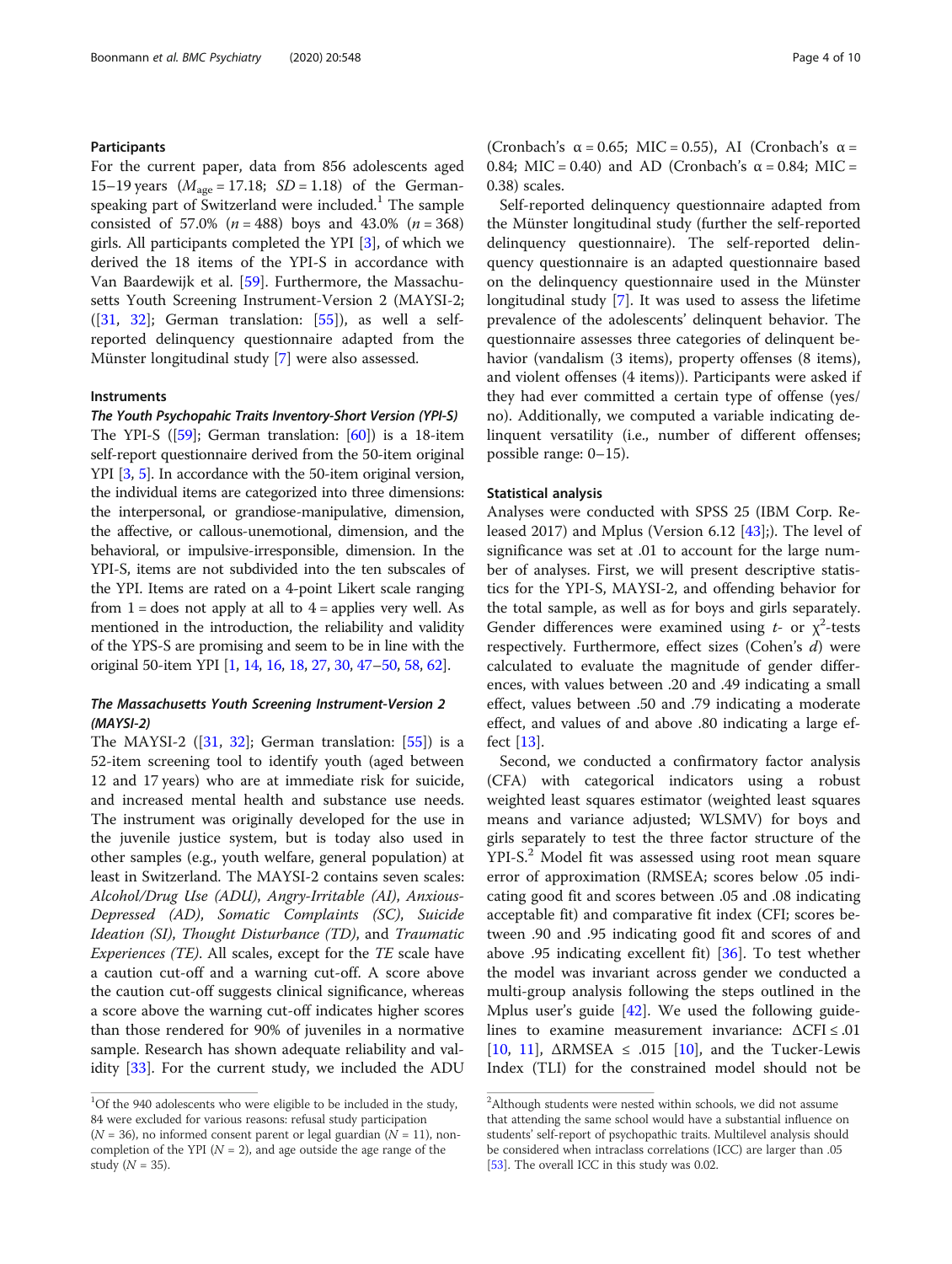### Participants

For the current paper, data from 856 adolescents aged 15–19 years ($M_{age} = 17.18$; $SD = 1.18$) of the German-speaking part of Switzerland were included.[1] The sample consisted of 57.0% ($n = 488$) boys and 43.0% ($n = 368$) girls. All participants completed the YPI [3], of which we derived the 18 items of the YPI-S in accordance with Van Baardewijk et al. [59]. Furthermore, the Massachusetts Youth Screening Instrument-Version 2 (MAYSI-2; ([31, 32]; German translation: [55]), as well a self-reported delinquency questionnaire adapted from the Münster longitudinal study [7] were also assessed.

### Instruments

#### *The Youth Psychopahic Traits Inventory-Short Version (YPI-S)*

The YPI-S ([59]; German translation: [60]) is a 18-item self-report questionnaire derived from the 50-item original YPI [3, 5]. In accordance with the 50-item original version, the individual items are categorized into three dimensions: the interpersonal, or grandiose-manipulative, dimension, the affective, or callous-unemotional, dimension, and the behavioral, or impulsive-irresponsible, dimension. In the YPI-S, items are not subdivided into the ten subscales of the YPI. Items are rated on a 4-point Likert scale ranging from 1 = does not apply at all to 4 = applies very well. As mentioned in the introduction, the reliability and validity of the YPS-S are promising and seem to be in line with the original 50-item YPI [1, 14, 16, 18, 27, 30, 47–50, 58, 62].

#### *The Massachusetts Youth Screening Instrument-Version 2 (MAYSI-2)*

The MAYSI-2 ([31, 32]; German translation: [55]) is a 52-item screening tool to identify youth (aged between 12 and 17 years) who are at immediate risk for suicide, and increased mental health and substance use needs. The instrument was originally developed for the use in the juvenile justice system, but is today also used in other samples (e.g., youth welfare, general population) at least in Switzerland. The MAYSI-2 contains seven scales: *Alcohol/Drug Use (ADU)*, *Angry-Irritable (AI)*, *Anxious-Depressed (AD)*, *Somatic Complaints (SC)*, *Suicide Ideation (SI)*, *Thought Disturbance (TD)*, and *Traumatic Experiences (TE)*. All scales, except for the *TE* scale have a caution cut-off and a warning cut-off. A score above the caution cut-off suggests clinical significance, whereas a score above the warning cut-off indicates higher scores than those rendered for 90% of juveniles in a normative sample. Research has shown adequate reliability and validity [33]. For the current study, we included the ADU (Cronbach's α = 0.65; MIC = 0.55), AI (Cronbach's α = 0.84; MIC = 0.40) and AD (Cronbach's α = 0.84; MIC = 0.38) scales.

Self-reported delinquency questionnaire adapted from the Münster longitudinal study (further the self-reported delinquency questionnaire). The self-reported delinquency questionnaire is an adapted questionnaire based on the delinquency questionnaire used in the Münster longitudinal study [7]. It was used to assess the lifetime prevalence of the adolescents' delinquent behavior. The questionnaire assesses three categories of delinquent behavior (vandalism (3 items), property offenses (8 items), and violent offenses (4 items)). Participants were asked if they had ever committed a certain type of offense (yes/no). Additionally, we computed a variable indicating delinquent versatility (i.e., number of different offenses; possible range: 0–15).

### Statistical analysis

Analyses were conducted with SPSS 25 (IBM Corp. Released 2017) and Mplus (Version 6.12 [43];). The level of significance was set at .01 to account for the large number of analyses. First, we will present descriptive statistics for the YPI-S, MAYSI-2, and offending behavior for the total sample, as well as for boys and girls separately. Gender differences were examined using $t$- or $\chi^2$-tests respectively. Furthermore, effect sizes (Cohen's $d$) were calculated to evaluate the magnitude of gender differences, with values between .20 and .49 indicating a small effect, values between .50 and .79 indicating a moderate effect, and values of and above .80 indicating a large effect [13].

Second, we conducted a confirmatory factor analysis (CFA) with categorical indicators using a robust weighted least squares estimator (weighted least squares means and variance adjusted; WLSMV) for boys and girls separately to test the three factor structure of the YPI-S.[2] Model fit was assessed using root mean square error of approximation (RMSEA; scores below .05 indicating good fit and scores between .05 and .08 indicating acceptable fit) and comparative fit index (CFI; scores between .90 and .95 indicating good fit and scores of and above .95 indicating excellent fit) [36]. To test whether the model was invariant across gender we conducted a multi-group analysis following the steps outlined in the Mplus user's guide [42]. We used the following guidelines to examine measurement invariance: $\Delta CFI \leq .01$ [10, 11], $\Delta RMSEA \leq .015$ [10], and the Tucker-Lewis Index (TLI) for the constrained model should not be

---

[1] Of the 940 adolescents who were eligible to be included in the study, 84 were excluded for various reasons: refusal study participation ($N = 36$), no informed consent parent or legal guardian ($N = 11$), non-completion of the YPI ($N = 2$), and age outside the age range of the study ($N = 35$).

[2] Although students were nested within schools, we did not assume that attending the same school would have a substantial influence on students' self-report of psychopathic traits. Multilevel analysis should be considered when intraclass correlations (ICC) are larger than .05 [53]. The overall ICC in this study was 0.02.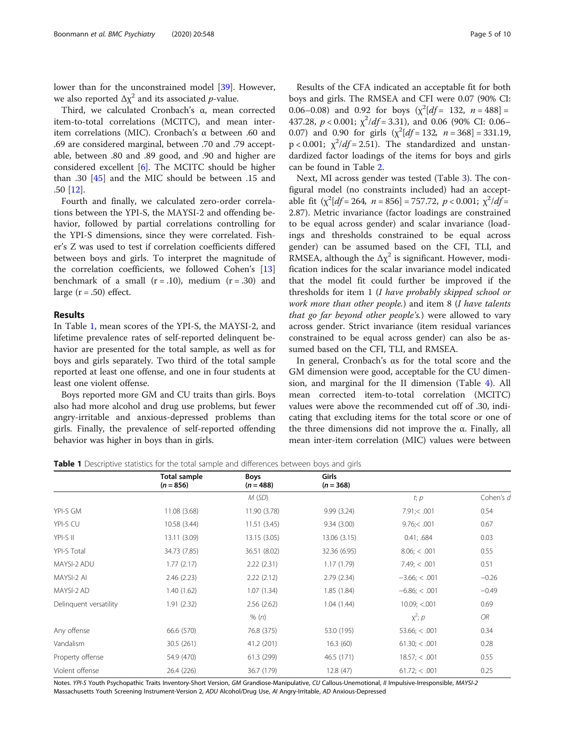lower than for the unconstrained model [39]. However, we also reported $\Delta\chi^2$ and its associated *p*-value.

Third, we calculated Cronbach's α, mean corrected item-to-total correlations (MCITC), and mean inter-item correlations (MIC). Cronbach's α between .60 and .69 are considered marginal, between .70 and .79 acceptable, between .80 and .89 good, and .90 and higher are considered excellent [6]. The MCITC should be higher than .30 [45] and the MIC should be between .15 and .50 [12].

Fourth and finally, we calculated zero-order correlations between the YPI-S, the MAYSI-2 and offending behavior, followed by partial correlations controlling for the YPI-S dimensions, since they were correlated. Fisher's Z was used to test if correlation coefficients differed between boys and girls. To interpret the magnitude of the correlation coefficients, we followed Cohen's [13] benchmark of a small (r = .10), medium (r = .30) and large (r = .50) effect.

## Results

In Table 1, mean scores of the YPI-S, the MAYSI-2, and lifetime prevalence rates of self-reported delinquent behavior are presented for the total sample, as well as for boys and girls separately. Two third of the total sample reported at least one offense, and one in four students at least one violent offense.

Boys reported more GM and CU traits than girls. Boys also had more alcohol and drug use problems, but fewer angry-irritable and anxious-depressed problems than girls. Finally, the prevalence of self-reported offending behavior was higher in boys than in girls.

Results of the CFA indicated an acceptable fit for both boys and girls. The RMSEA and CFI were 0.07 (90% CI: 0.06–0.08) and 0.92 for boys ($\chi^2[df = 132,\ n = 488] = 437.28$, $p < 0.001$; $\chi^2/df = 3.31$), and 0.06 (90% CI: 0.06–0.07) and 0.90 for girls ($\chi^2[df = 132,\ n = 368] = 331.19$, $p < 0.001$; $\chi^2/df = 2.51$). The standardized and unstandardized factor loadings of the items for boys and girls can be found in Table 2.

Next, MI across gender was tested (Table 3). The configural model (no constraints included) had an acceptable fit ($\chi^2[df = 264,\ n = 856] = 757.72$, $p < 0.001$; $\chi^2/df = 2.87$). Metric invariance (factor loadings are constrained to be equal across gender) and scalar invariance (loadings and thresholds constrained to be equal across gender) can be assumed based on the CFI, TLI, and RMSEA, although the $\Delta\chi^2$ is significant. However, modification indices for the scalar invariance model indicated that the model fit could further be improved if the thresholds for item 1 (*I have probably skipped school or work more than other people.*) and item 8 (*I have talents that go far beyond other people's.*) were allowed to vary across gender. Strict invariance (item residual variances constrained to be equal across gender) can also be assumed based on the CFI, TLI, and RMSEA.

In general, Cronbach's αs for the total score and the GM dimension were good, acceptable for the CU dimension, and marginal for the II dimension (Table 4). All mean corrected item-to-total correlation (MCITC) values were above the recommended cut off of .30, indicating that excluding items for the total score or one of the three dimensions did not improve the α. Finally, all mean inter-item correlation (MIC) values were between

**Table 1** Descriptive statistics for the total sample and differences between boys and girls

| | Total sample (*n* = 856) | Boys (*n* = 488) | Girls (*n* = 368) | | |
|---|---|---|---|---|---|
| | | *M* (*SD*) | | *t*; *p* | Cohen's *d* |
| YPI-S GM | 11.08 (3.68) | 11.90 (3.78) | 9.99 (3.24) | 7.91;< .001 | 0.54 |
| YPI-S CU | 10.58 (3.44) | 11.51 (3.45) | 9.34 (3.00) | 9.76;< .001 | 0.67 |
| YPI-S II | 13.11 (3.09) | 13.15 (3.05) | 13.06 (3.15) | 0.41; .684 | 0.03 |
| YPI-S Total | 34.73 (7.85) | 36.51 (8.02) | 32.36 (6.95) | 8.06; < .001 | 0.55 |
| MAYSI-2 ADU | 1.77 (2.17) | 2.22 (2.31) | 1.17 (1.79) | 7.49; < .001 | 0.51 |
| MAYSI-2 AI | 2.46 (2.23) | 2.22 (2.12) | 2.79 (2.34) | −3.66; < .001 | −0.26 |
| MAYSI-2 AD | 1.40 (1.62) | 1.07 (1.34) | 1.85 (1.84) | −6.86; < .001 | −0.49 |
| Delinquent versatility | 1.91 (2.32) | 2.56 (2.62) | 1.04 (1.44) | 10.09; <.001 | 0.69 |
| | | % (*n*) | | $\chi^2$; *p* | *OR* |
| Any offense | 66.6 (570) | 76.8 (375) | 53.0 (195) | 53.66; < .001 | 0.34 |
| Vandalism | 30.5 (261) | 41.2 (201) | 16.3 (60) | 61.30; < .001 | 0.28 |
| Property offense | 54.9 (470) | 61.3 (299) | 46.5 (171) | 18.57; < .001 | 0.55 |
| Violent offense | 26.4 (226) | 36.7 (179) | 12.8 (47) | 61.72; < .001 | 0.25 |

Notes. *YPI-S* Youth Psychopathic Traits Inventory-Short Version, *GM* Grandiose-Manipulative, *CU* Callous-Unemotional, *II* Impulsive-Irresponsible, *MAYSI-2* Massachusetts Youth Screening Instrument-Version 2, *ADU* Alcohol/Drug Use, *AI* Angry-Irritable, *AD* Anxious-Depressed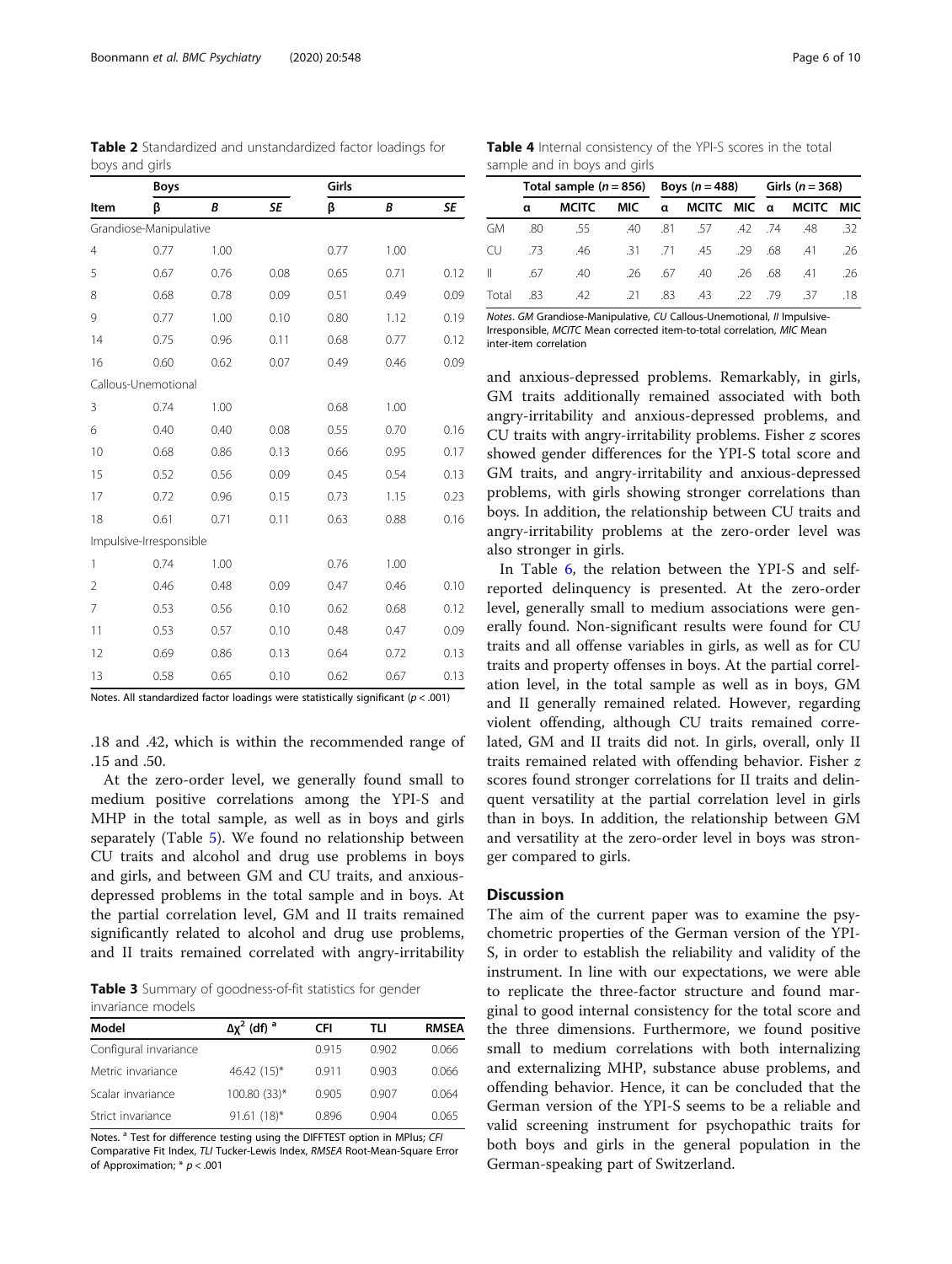**Table 2** Standardized and unstandardized factor loadings for boys and girls

| | Boys | | | Girls | | |
|---|---|---|---|---|---|---|
| Item | β | B | SE | β | B | SE |
| Grandiose-Manipulative | | | | | | |
| 4 | 0.77 | 1.00 | | 0.77 | 1.00 | |
| 5 | 0.67 | 0.76 | 0.08 | 0.65 | 0.71 | 0.12 |
| 8 | 0.68 | 0.78 | 0.09 | 0.51 | 0.49 | 0.09 |
| 9 | 0.77 | 1.00 | 0.10 | 0.80 | 1.12 | 0.19 |
| 14 | 0.75 | 0.96 | 0.11 | 0.68 | 0.77 | 0.12 |
| 16 | 0.60 | 0.62 | 0.07 | 0.49 | 0.46 | 0.09 |
| Callous-Unemotional | | | | | | |
| 3 | 0.74 | 1.00 | | 0.68 | 1.00 | |
| 6 | 0.40 | 0.40 | 0.08 | 0.55 | 0.70 | 0.16 |
| 10 | 0.68 | 0.86 | 0.13 | 0.66 | 0.95 | 0.17 |
| 15 | 0.52 | 0.56 | 0.09 | 0.45 | 0.54 | 0.13 |
| 17 | 0.72 | 0.96 | 0.15 | 0.73 | 1.15 | 0.23 |
| 18 | 0.61 | 0.71 | 0.11 | 0.63 | 0.88 | 0.16 |
| Impulsive-Irresponsible | | | | | | |
| 1 | 0.74 | 1.00 | | 0.76 | 1.00 | |
| 2 | 0.46 | 0.48 | 0.09 | 0.47 | 0.46 | 0.10 |
| 7 | 0.53 | 0.56 | 0.10 | 0.62 | 0.68 | 0.12 |
| 11 | 0.53 | 0.57 | 0.10 | 0.48 | 0.47 | 0.09 |
| 12 | 0.69 | 0.86 | 0.13 | 0.64 | 0.72 | 0.13 |
| 13 | 0.58 | 0.65 | 0.10 | 0.62 | 0.67 | 0.13 |

Notes. All standardized factor loadings were statistically significant ($p < .001$)

.18 and .42, which is within the recommended range of .15 and .50.

At the zero-order level, we generally found small to medium positive correlations among the YPI-S and MHP in the total sample, as well as in boys and girls separately (Table 5). We found no relationship between CU traits and alcohol and drug use problems in boys and girls, and between GM and CU traits, and anxious-depressed problems in the total sample and in boys. At the partial correlation level, GM and II traits remained significantly related to alcohol and drug use problems, and II traits remained correlated with angry-irritability

**Table 3** Summary of goodness-of-fit statistics for gender invariance models

| Model | $\Delta\chi^2$ (df) [a] | CFI | TLI | RMSEA |
|---|---|---|---|---|
| Configural invariance | | 0.915 | 0.902 | 0.066 |
| Metric invariance | 46.42 (15)* | 0.911 | 0.903 | 0.066 |
| Scalar invariance | 100.80 (33)* | 0.905 | 0.907 | 0.064 |
| Strict invariance | 91.61 (18)* | 0.896 | 0.904 | 0.065 |

Notes. [a] Test for difference testing using the DIFFTEST option in MPlus; *CFI* Comparative Fit Index, *TLI* Tucker-Lewis Index, *RMSEA* Root-Mean-Square Error of Approximation; * $p < .001$

**Table 4** Internal consistency of the YPI-S scores in the total sample and in boys and girls

| | Total sample ($n = 856$) | | | Boys ($n = 488$) | | | Girls ($n = 368$) | | |
|---|---|---|---|---|---|---|---|---|---|
| | α | MCITC | MIC | α | MCITC | MIC | α | MCITC | MIC |
| GM | .80 | .55 | .40 | .81 | .57 | .42 | .74 | .48 | .32 |
| CU | .73 | .46 | .31 | .71 | .45 | .29 | .68 | .41 | .26 |
| II | .67 | .40 | .26 | .67 | .40 | .26 | .68 | .41 | .26 |
| Total | .83 | .42 | .21 | .83 | .43 | .22 | .79 | .37 | .18 |

*Notes. GM* Grandiose-Manipulative, *CU* Callous-Unemotional, *II* Impulsive-Irresponsible, *MCITC* Mean corrected item-to-total correlation, *MIC* Mean inter-item correlation

and anxious-depressed problems. Remarkably, in girls, GM traits additionally remained associated with both angry-irritability and anxious-depressed problems, and CU traits with angry-irritability problems. Fisher $z$ scores showed gender differences for the YPI-S total score and GM traits, and angry-irritability and anxious-depressed problems, with girls showing stronger correlations than boys. In addition, the relationship between CU traits and angry-irritability problems at the zero-order level was also stronger in girls.

In Table 6, the relation between the YPI-S and self-reported delinquency is presented. At the zero-order level, generally small to medium associations were generally found. Non-significant results were found for CU traits and all offense variables in girls, as well as for CU traits and property offenses in boys. At the partial correlation level, in the total sample as well as in boys, GM and II generally remained related. However, regarding violent offending, although CU traits remained correlated, GM and II traits did not. In girls, overall, only II traits remained related with offending behavior. Fisher $z$ scores found stronger correlations for II traits and delinquent versatility at the partial correlation level in girls than in boys. In addition, the relationship between GM and versatility at the zero-order level in boys was stronger compared to girls.

## Discussion

The aim of the current paper was to examine the psychometric properties of the German version of the YPI-S, in order to establish the reliability and validity of the instrument. In line with our expectations, we were able to replicate the three-factor structure and found marginal to good internal consistency for the total score and the three dimensions. Furthermore, we found positive small to medium correlations with both internalizing and externalizing MHP, substance abuse problems, and offending behavior. Hence, it can be concluded that the German version of the YPI-S seems to be a reliable and valid screening instrument for psychopathic traits for both boys and girls in the general population in the German-speaking part of Switzerland.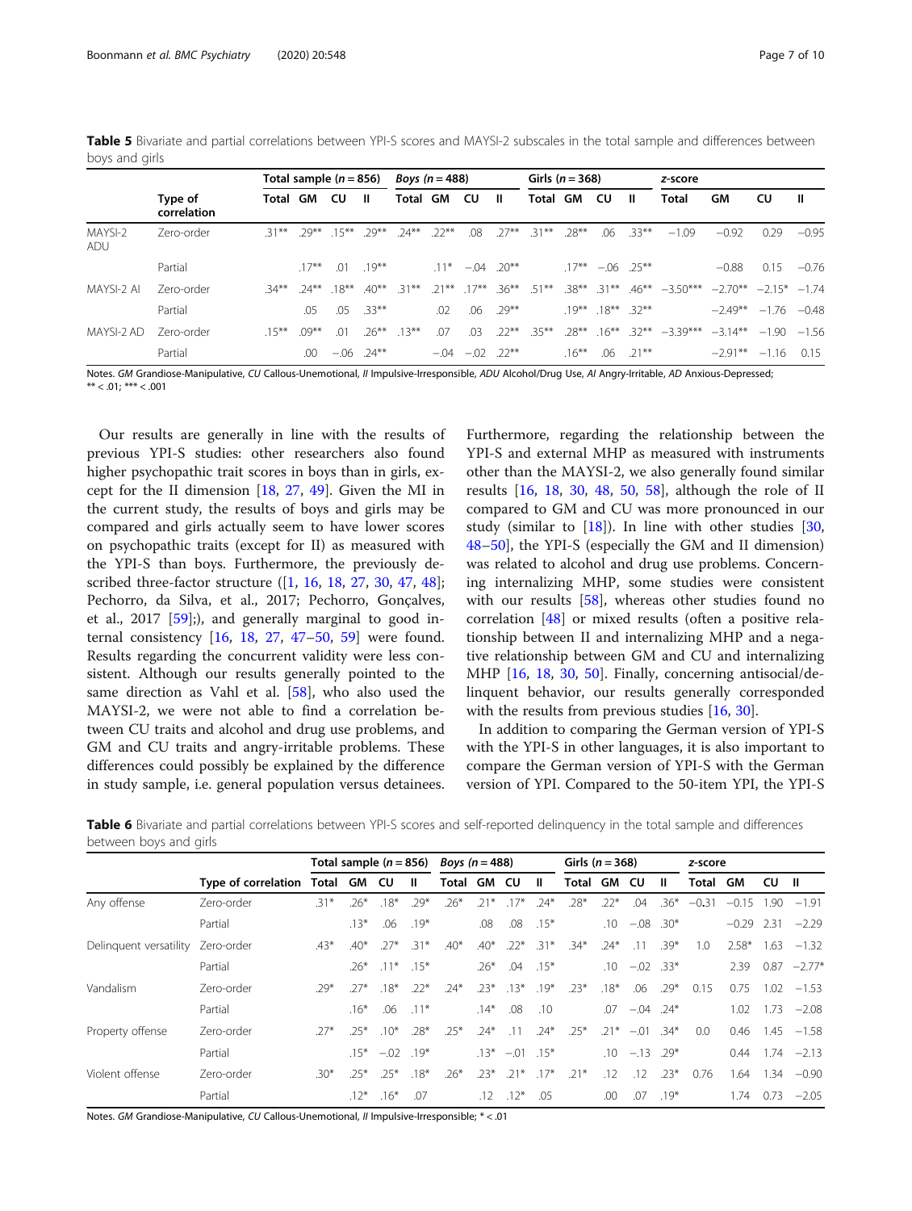**Table 5** Bivariate and partial correlations between YPI-S scores and MAYSI-2 subscales in the total sample and differences between boys and girls

| | Type of correlation | Total sample (*n* = 856) | | | | *Boys* (*n* = 488) | | | | Girls (*n* = 368) | | | | *z*-score | | | |
|---|---|---|---|---|---|---|---|---|---|---|---|---|---|---|---|---|---|
| | | Total | GM | CU | II | Total | GM | CU | II | Total | GM | CU | II | Total | GM | CU | II |
| MAYSI-2 ADU | Zero-order | .31** | .29** | .15** | .29** | .24** | .22** | .08 | .27** | .31** | .28** | .06 | .33** | −1.09 | −0.92 | 0.29 | −0.95 |
| | Partial | | .17** | .01 | .19** | | .11* | −.04 | .20** | | .17** | −.06 | .25** | | −0.88 | 0.15 | −0.76 |
| MAYSI-2 AI | Zero-order | .34** | .24** | .18** | .40** | .31** | .21** | .17** | .36** | .51** | .38** | .31** | .46** | −3.50*** | −2.70** | −2.15* | −1.74 |
| | Partial | | .05 | .05 | .33** | | .02 | .06 | .29** | | .19** | .18** | .32** | | −2.49** | −1.76 | −0.48 |
| MAYSI-2 AD | Zero-order | .15** | .09** | .01 | .26** | .13** | .07 | .03 | .22** | .35** | .28** | .16** | .32** | −3.39*** | −3.14** | −1.90 | −1.56 |
| | Partial | | .00 | −.06 | .24** | | −.04 | −.02 | .22** | | .16** | .06 | .21** | | −2.91** | −1.16 | 0.15 |

Notes. *GM* Grandiose-Manipulative, *CU* Callous-Unemotional, *II* Impulsive-Irresponsible, *ADU* Alcohol/Drug Use, *AI* Angry-Irritable, *AD* Anxious-Depressed; ** < .01; *** < .001

Our results are generally in line with the results of previous YPI-S studies: other researchers also found higher psychopathic trait scores in boys than in girls, except for the II dimension [18, 27, 49]. Given the MI in the current study, the results of boys and girls may be compared and girls actually seem to have lower scores on psychopathic traits (except for II) as measured with the YPI-S than boys. Furthermore, the previously described three-factor structure ([1, 16, 18, 27, 30, 47, 48]; Pechorro, da Silva, et al., 2017; Pechorro, Gonçalves, et al., 2017 [59];), and generally marginal to good internal consistency [16, 18, 27, 47–50, 59] were found. Results regarding the concurrent validity were less consistent. Although our results generally pointed to the same direction as Vahl et al. [58], who also used the MAYSI-2, we were not able to find a correlation between CU traits and alcohol and drug use problems, and GM and CU traits and angry-irritable problems. These differences could possibly be explained by the difference in study sample, i.e. general population versus detainees.

Furthermore, regarding the relationship between the YPI-S and external MHP as measured with instruments other than the MAYSI-2, we also generally found similar results [16, 18, 30, 48, 50, 58], although the role of II compared to GM and CU was more pronounced in our study (similar to [18]). In line with other studies [30, 48–50], the YPI-S (especially the GM and II dimension) was related to alcohol and drug use problems. Concerning internalizing MHP, some studies were consistent with our results [58], whereas other studies found no correlation [48] or mixed results (often a positive relationship between II and internalizing MHP and a negative relationship between GM and CU and internalizing MHP [16, 18, 30, 50]. Finally, concerning antisocial/delinquent behavior, our results generally corresponded with the results from previous studies [16, 30].

In addition to comparing the German version of YPI-S with the YPI-S in other languages, it is also important to compare the German version of YPI-S with the German version of YPI. Compared to the 50-item YPI, the YPI-S

**Table 6** Bivariate and partial correlations between YPI-S scores and self-reported delinquency in the total sample and differences between boys and girls

| | Type of correlation | Total sample (*n* = 856) | | | | *Boys* (*n* = 488) | | | | Girls (*n* = 368) | | | | *z*-score | | | |
|---|---|---|---|---|---|---|---|---|---|---|---|---|---|---|---|---|---|
| | | Total | GM | CU | II | Total | GM | CU | II | Total | GM | CU | II | Total | GM | CU | II |
| Any offense | Zero-order | .31* | .26* | .18* | .29* | .26* | .21* | .17* | .24* | .28* | .22* | .04 | .36* | −0.31 | −0.15 | 1.90 | −1.91 |
| | Partial | | .13* | .06 | .19* | | .08 | .08 | .15* | | .10 | −.08 | .30* | | −0.29 | 2.31 | −2.29 |
| Delinquent versatility | Zero-order | .43* | .40* | .27* | .31* | .40* | .40* | .22* | .31* | .34* | .24* | .11 | .39* | 1.0 | 2.58* | 1.63 | −1.32 |
| | Partial | | .26* | .11* | .15* | | .26* | .04 | .15* | | .10 | −.02 | .33* | | 2.39 | 0.87 | −2.77* |
| Vandalism | Zero-order | .29* | .27* | .18* | .22* | .24* | .23* | .13* | .19* | .23* | .18* | .06 | .29* | 0.15 | 0.75 | 1.02 | −1.53 |
| | Partial | | .16* | .06 | .11* | | .14* | .08 | .10 | | .07 | −.04 | .24* | | 1.02 | 1.73 | −2.08 |
| Property offense | Zero-order | .27* | .25* | .10* | .28* | .25* | .24* | .11 | .24* | .25* | .21* | −.01 | .34* | 0.0 | 0.46 | 1.45 | −1.58 |
| | Partial | | .15* | −.02 | .19* | | .13* | −.01 | .15* | | .10 | −.13 | .29* | | 0.44 | 1.74 | −2.13 |
| Violent offense | Zero-order | .30* | .25* | .25* | .18* | .26* | .23* | .21* | .17* | .21* | .12 | .12 | .23* | 0.76 | 1.64 | 1.34 | −0.90 |
| | Partial | | .12* | .16* | .07 | | .12 | .12* | .05 | | .00 | .07 | .19* | | 1.74 | 0.73 | −2.05 |

Notes. *GM* Grandiose-Manipulative, *CU* Callous-Unemotional, *II* Impulsive-Irresponsible; * < .01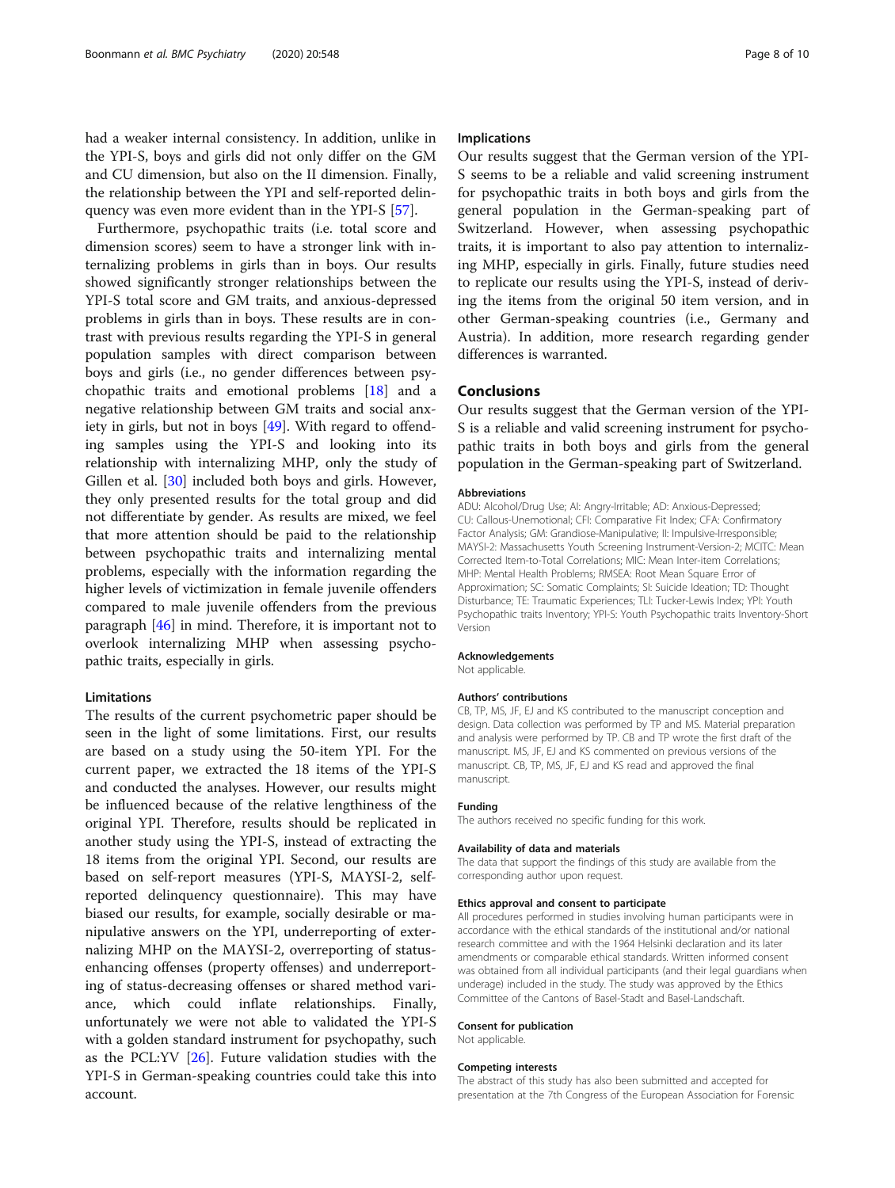had a weaker internal consistency. In addition, unlike in the YPI-S, boys and girls did not only differ on the GM and CU dimension, but also on the II dimension. Finally, the relationship between the YPI and self-reported delinquency was even more evident than in the YPI-S [57].

Furthermore, psychopathic traits (i.e. total score and dimension scores) seem to have a stronger link with internalizing problems in girls than in boys. Our results showed significantly stronger relationships between the YPI-S total score and GM traits, and anxious-depressed problems in girls than in boys. These results are in contrast with previous results regarding the YPI-S in general population samples with direct comparison between boys and girls (i.e., no gender differences between psychopathic traits and emotional problems [18] and a negative relationship between GM traits and social anxiety in girls, but not in boys [49]. With regard to offending samples using the YPI-S and looking into its relationship with internalizing MHP, only the study of Gillen et al. [30] included both boys and girls. However, they only presented results for the total group and did not differentiate by gender. As results are mixed, we feel that more attention should be paid to the relationship between psychopathic traits and internalizing mental problems, especially with the information regarding the higher levels of victimization in female juvenile offenders compared to male juvenile offenders from the previous paragraph [46] in mind. Therefore, it is important not to overlook internalizing MHP when assessing psychopathic traits, especially in girls.

### Limitations

The results of the current psychometric paper should be seen in the light of some limitations. First, our results are based on a study using the 50-item YPI. For the current paper, we extracted the 18 items of the YPI-S and conducted the analyses. However, our results might be influenced because of the relative lengthiness of the original YPI. Therefore, results should be replicated in another study using the YPI-S, instead of extracting the 18 items from the original YPI. Second, our results are based on self-report measures (YPI-S, MAYSI-2, self-reported delinquency questionnaire). This may have biased our results, for example, socially desirable or manipulative answers on the YPI, underreporting of externalizing MHP on the MAYSI-2, overreporting of status-enhancing offenses (property offenses) and underreporting of status-decreasing offenses or shared method variance, which could inflate relationships. Finally, unfortunately we were not able to validated the YPI-S with a golden standard instrument for psychopathy, such as the PCL:YV [26]. Future validation studies with the YPI-S in German-speaking countries could take this into account.

### Implications

Our results suggest that the German version of the YPI-S seems to be a reliable and valid screening instrument for psychopathic traits in both boys and girls from the general population in the German-speaking part of Switzerland. However, when assessing psychopathic traits, it is important to also pay attention to internalizing MHP, especially in girls. Finally, future studies need to replicate our results using the YPI-S, instead of deriving the items from the original 50 item version, and in other German-speaking countries (i.e., Germany and Austria). In addition, more research regarding gender differences is warranted.

## Conclusions

Our results suggest that the German version of the YPI-S is a reliable and valid screening instrument for psychopathic traits in both boys and girls from the general population in the German-speaking part of Switzerland.

#### Abbreviations

ADU: Alcohol/Drug Use; AI: Angry-Irritable; AD: Anxious-Depressed; CU: Callous-Unemotional; CFI: Comparative Fit Index; CFA: Confirmatory Factor Analysis; GM: Grandiose-Manipulative; II: Impulsive-Irresponsible; MAYSI-2: Massachusetts Youth Screening Instrument-Version-2; MCITC: Mean Corrected Item-to-Total Correlations; MIC: Mean Inter-item Correlations; MHP: Mental Health Problems; RMSEA: Root Mean Square Error of Approximation; SC: Somatic Complaints; SI: Suicide Ideation; TD: Thought Disturbance; TE: Traumatic Experiences; TLI: Tucker-Lewis Index; YPI: Youth Psychopathic traits Inventory; YPI-S: Youth Psychopathic traits Inventory-Short Version

#### Acknowledgements

Not applicable.

#### Authors' contributions

CB, TP, MS, JF, EJ and KS contributed to the manuscript conception and design. Data collection was performed by TP and MS. Material preparation and analysis were performed by TP. CB and TP wrote the first draft of the manuscript. MS, JF, EJ and KS commented on previous versions of the manuscript. CB, TP, MS, JF, EJ and KS read and approved the final manuscript.

#### Funding

The authors received no specific funding for this work.

#### Availability of data and materials

The data that support the findings of this study are available from the corresponding author upon request.

#### Ethics approval and consent to participate

All procedures performed in studies involving human participants were in accordance with the ethical standards of the institutional and/or national research committee and with the 1964 Helsinki declaration and its later amendments or comparable ethical standards. Written informed consent was obtained from all individual participants (and their legal guardians when underage) included in the study. The study was approved by the Ethics Committee of the Cantons of Basel-Stadt and Basel-Landschaft.

#### Consent for publication

Not applicable.

#### Competing interests

The abstract of this study has also been submitted and accepted for presentation at the 7th Congress of the European Association for Forensic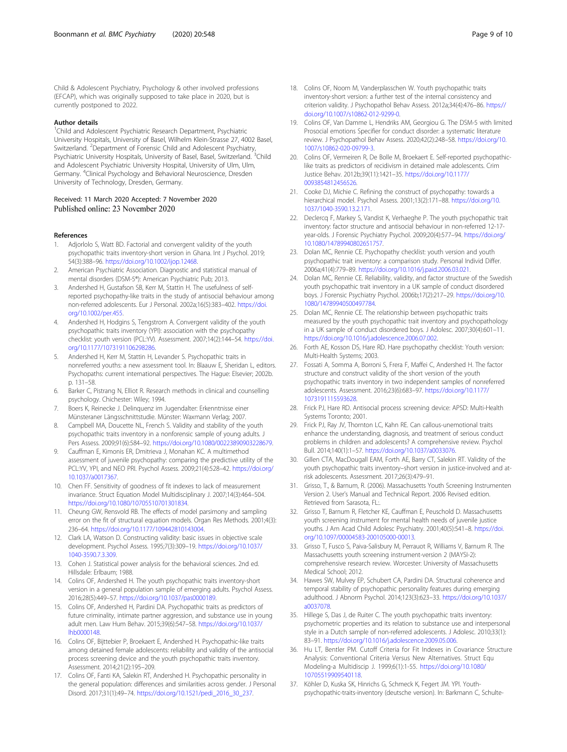Child & Adolescent Psychiatry, Psychology & other involved professions (EFCAP), which was originally supposed to take place in 2020, but is currently postponed to 2022.

### Author details

[1]Child and Adolescent Psychiatric Research Department, Psychiatric University Hospitals, University of Basel, Wilhelm Klein-Strasse 27, 4002 Basel, Switzerland. [2]Department of Forensic Child and Adolescent Psychiatry, Psychiatric University Hospitals, University of Basel, Basel, Switzerland. [3]Child and Adolescent Psychiatric University Hospital, University of Ulm, Ulm, Germany. [4]Clinical Psychology and Behavioral Neuroscience, Dresden University of Technology, Dresden, Germany.

Received: 11 March 2020 Accepted: 7 November 2020
Published online: 23 November 2020

### References

1. Adjorlolo S, Watt BD. Factorial and convergent validity of the youth psychopathic traits inventory-short version in Ghana. Int J Psychol. 2019; 54(3):388–96. https://doi.org/10.1002/ijop.12468.
2. American Psychiatric Association. Diagnostic and statistical manual of mental disorders (DSM-5®): American Psychiatric Pub; 2013.
3. Andershed H, Gustafson SB, Kerr M, Stattin H. The usefulness of self-reported psychopathy-like traits in the study of antisocial behaviour among non-referred adolescents. Eur J Personal. 2002a;16(5):383–402. https://doi.org/10.1002/per.455.
4. Andershed H, Hodgins S, Tengstrom A. Convergent validity of the youth psychopathic traits inventory (YPI): association with the psychopathy checklist: youth version (PCL:YV). Assessment. 2007;14(2):144–54. https://doi.org/10.1177/1073191106298286.
5. Andershed H, Kerr M, Stattin H, Levander S. Psychopathic traits in nonreferred youths: a new assessment tool. In: Blaauw E, Sheridan L, editors. Psychopaths: current international perspectives. The Hague: Elsevier; 2002b. p. 131–58.
6. Barker C, Pistrang N, Elliot R. Research methods in clinical and counselling psychology. Chichester: Wiley; 1994.
7. Boers K, Reinecke J. Delinquenz im Jugendalter: Erkenntnisse einer Münsteraner Längsschnittstudie. Münster: Waxmann Verlag; 2007.
8. Campbell MA, Doucette NL, French S. Validity and stability of the youth psychopathic traits inventory in a nonforensic sample of young adults. J Pers Assess. 2009;91(6):584–92. https://doi.org/10.1080/00223890903228679.
9. Cauffman E, Kimonis ER, Dmitrieva J, Monahan KC. A multimethod assessment of juvenile psychopathy: comparing the predictive utility of the PCL:YV, YPI, and NEO PRI. Psychol Assess. 2009;21(4):528–42. https://doi.org/10.1037/a0017367.
10. Chen FF. Sensitivity of goodness of fit indexes to lack of measurement invariance. Struct Equation Model Multidisciplinary J. 2007;14(3):464–504. https://doi.org/10.1080/10705510701301834.
11. Cheung GW, Rensvold RB. The effects of model parsimony and sampling error on the fit of structural equation models. Organ Res Methods. 2001;4(3): 236–64. https://doi.org/10.1177/109442810143004.
12. Clark LA, Watson D. Constructing validity: basic issues in objective scale development. Psychol Assess. 1995;7(3):309–19. https://doi.org/10.1037/1040-3590.7.3.309.
13. Cohen J. Statistical power analysis for the behavioral sciences. 2nd ed. Hillsdale: Erlbaum; 1988.
14. Colins OF, Andershed H. The youth psychopathic traits inventory-short version in a general population sample of emerging adults. Psychol Assess. 2016;28(5):449–57. https://doi.org/10.1037/pas0000189.
15. Colins OF, Andershed H, Pardini DA. Psychopathic traits as predictors of future criminality, intimate partner aggression, and substance use in young adult men. Law Hum Behav. 2015;39(6):547–58. https://doi.org/10.1037/lhb0000148.
16. Colins OF, Bijttebier P, Broekaert E, Andershed H. Psychopathic-like traits among detained female adolescents: reliability and validity of the antisocial process screening device and the youth psychopathic traits inventory. Assessment. 2014;21(2):195–209.
17. Colins OF, Fanti KA, Salekin RT, Andershed H. Psychopathic personality in the general population: differences and similarities across gender. J Personal Disord. 2017;31(1):49–74. https://doi.org/10.1521/pedi_2016_30_237.
18. Colins OF, Noom M, Vanderplasschen W. Youth psychopathic traits inventory-short version: a further test of the internal consistency and criterion validity. J Psychopathol Behav Assess. 2012a;34(4):476–86. https://doi.org/10.1007/s10862-012-9299-0.
19. Colins OF, Van Damme L, Hendriks AM, Georgiou G. The DSM-5 with limited Prosocial emotions Specifier for conduct disorder: a systematic literature review. J Psychopathol Behav Assess. 2020;42(2):248–58. https://doi.org/10.1007/s10862-020-09799-3.
20. Colins OF, Vermeiren R, De Bolle M, Broekaert E. Self-reported psychopathic-like traits as predictors of recidivism in detained male adolescents. Crim Justice Behav. 2012b;39(11):1421–35. https://doi.org/10.1177/0093854812456526.
21. Cooke DJ, Michie C. Refining the construct of psychopathy: towards a hierarchical model. Psychol Assess. 2001;13(2):171–88. https://doi.org/10.1037/1040-3590.13.2.171.
22. Declercq F, Markey S, Vandist K, Verhaeghe P. The youth psychopathic trait inventory: factor structure and antisocial behaviour in non-referred 12-17-year-olds. J Forensic Psychiatry Psychol. 2009;20(4):577–94. https://doi.org/10.1080/14789940802651757.
23. Dolan MC, Rennie CE. Psychopathy checklist: youth version and youth psychopathic trait inventory: a comparison study. Personal Individ Differ. 2006a;41(4):779–89. https://doi.org/10.1016/j.paid.2006.03.021.
24. Dolan MC, Rennie CE. Reliability, validity, and factor structure of the Swedish youth psychopathic trait inventory in a UK sample of conduct disordered boys. J Forensic Psychiatry Psychol. 2006b;17(2):217–29. https://doi.org/10.1080/14789940500497784.
25. Dolan MC, Rennie CE. The relationship between psychopathic traits measured by the youth psychopathic trait inventory and psychopathology in a UK sample of conduct disordered boys. J Adolesc. 2007;30(4):601–11. https://doi.org/10.1016/j.adolescence.2006.07.002.
26. Forth AE, Kosson DS, Hare RD. Hare psychopathy checklist: Youth version: Multi-Health Systems; 2003.
27. Fossati A, Somma A, Borroni S, Frera F, Maffei C, Andershed H. The factor structure and construct validity of the short version of the youth psychopathic traits inventory in two independent samples of nonreferred adolescents. Assessment. 2016;23(6):683–97. https://doi.org/10.1177/1073191115593628.
28. Frick PJ, Hare RD. Antisocial process screening device: APSD: Multi-Health Systems Toronto; 2001.
29. Frick PJ, Ray JV, Thornton LC, Kahn RE. Can callous-unemotional traits enhance the understanding, diagnosis, and treatment of serious conduct problems in children and adolescents? A comprehensive review. Psychol Bull. 2014;140(1):1–57. https://doi.org/10.1037/a0033076.
30. Gillen CTA, MacDougall EAM, Forth AE, Barry CT, Salekin RT. Validity of the youth psychopathic traits inventory–short version in justice-involved and at-risk adolescents. Assessment. 2017;26(3):479–91.
31. Grisso, T., & Barnum, R. (2006). Massachusetts Youth Screening Instrumenten Version 2. User's Manual and Technical Report. 2006 Revised edition. Retrieved from Sarasota, FL:.
32. Grisso T, Barnum R, Fletcher KE, Cauffman E, Peuschold D. Massachusetts youth screening instrument for mental health needs of juvenile justice youths. J Am Acad Child Adolesc Psychiatry. 2001;40(5):541–8. https://doi.org/10.1097/00004583-200105000-00013.
33. Grisso T, Fusco S, Paiva-Salisbury M, Perrauot R, Williams V, Barnum R. The Massachusetts youth screening instrument-version 2 (MAYSI-2): comprehensive research review. Worcester: University of Massachusetts Medical School; 2012.
34. Hawes SW, Mulvey EP, Schubert CA, Pardini DA. Structural coherence and temporal stability of psychopathic personality features during emerging adulthood. J Abnorm Psychol. 2014;123(3):623–33. https://doi.org/10.1037/a0037078.
35. Hillege S, Das J, de Ruiter C. The youth psychopathic traits inventory: psychometric properties and its relation to substance use and interpersonal style in a Dutch sample of non-referred adolescents. J Adolesc. 2010;33(1): 83–91. https://doi.org/10.1016/j.adolescence.2009.05.006.
36. Hu LT, Bentler PM. Cutoff Criteria for Fit Indexes in Covariance Structure Analysis: Conventional Criteria Versus New Alternatives. Struct Equ Modeling-a Multidiscip J. 1999;6(1):1-55. https://doi.org/10.1080/10705519909540118.
37. Köhler D, Kuska SK, Hinrichs G, Schmeck K, Fegert JM. YPI. Youth-psychopathic-traits-inventory (deutsche version). In: Barkmann C, Schulte-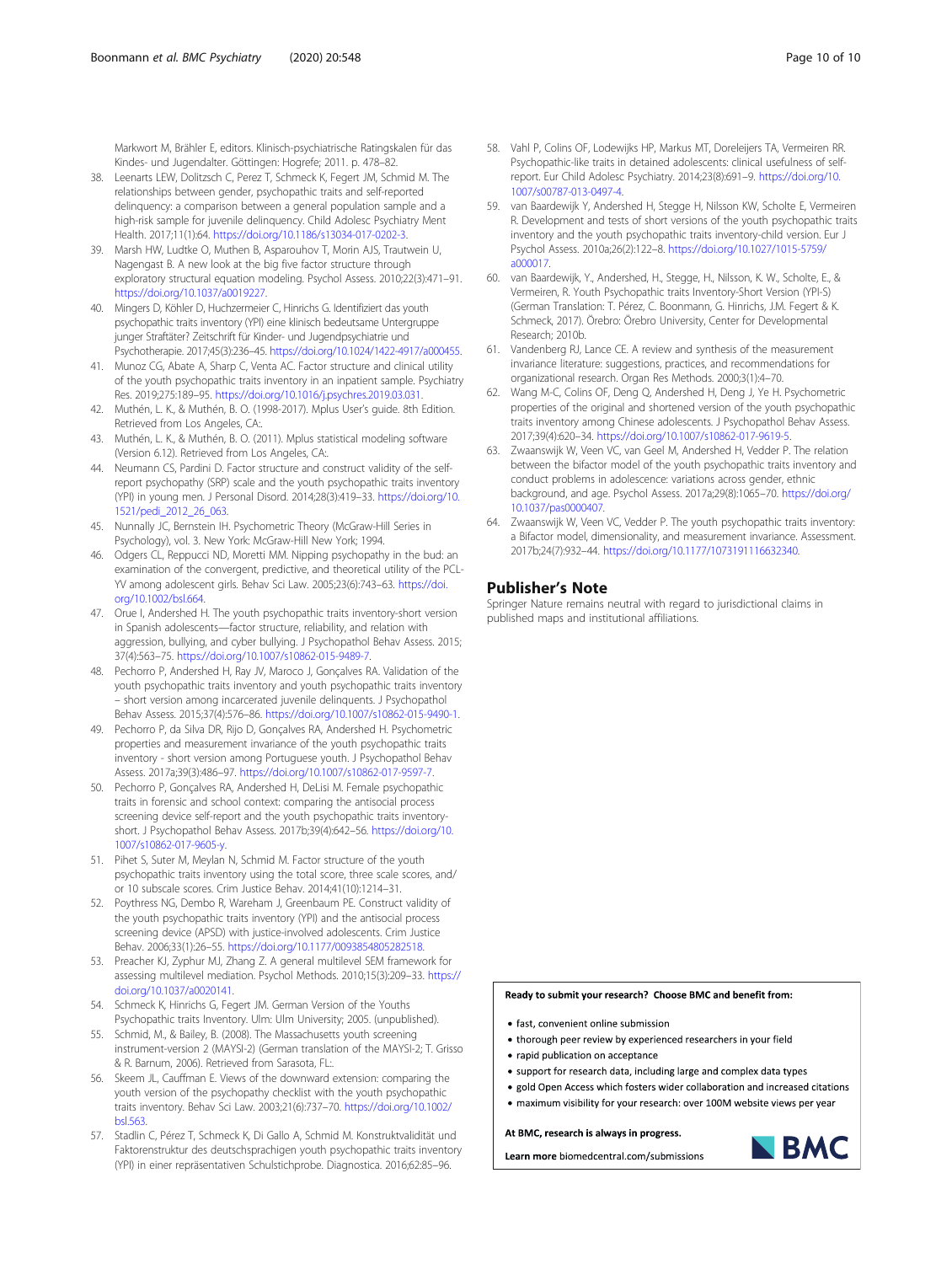Markwort M, Brähler E, editors. Klinisch-psychiatrische Ratingskalen für das Kindes- und Jugendalter. Göttingen: Hogrefe; 2011. p. 478–82.

38. Leenarts LEW, Dolitzsch C, Perez T, Schmeck K, Fegert JM, Schmid M. The relationships between gender, psychopathic traits and self-reported delinquency: a comparison between a general population sample and a high-risk sample for juvenile delinquency. Child Adolesc Psychiatry Ment Health. 2017;11(1):64. https://doi.org/10.1186/s13034-017-0202-3.
39. Marsh HW, Ludtke O, Muthen B, Asparouhov T, Morin AJS, Trautwein U, Nagengast B. A new look at the big five factor structure through exploratory structural equation modeling. Psychol Assess. 2010;22(3):471–91. https://doi.org/10.1037/a0019227.
40. Mingers D, Köhler D, Huchzermeier C, Hinrichs G. Identifiziert das youth psychopathic traits inventory (YPI) eine klinisch bedeutsame Untergruppe junger Straftäter? Zeitschrift für Kinder- und Jugendpsychiatrie und Psychotherapie. 2017;45(3):236–45. https://doi.org/10.1024/1422-4917/a000455.
41. Munoz CG, Abate A, Sharp C, Venta AC. Factor structure and clinical utility of the youth psychopathic traits inventory in an inpatient sample. Psychiatry Res. 2019;275:189–95. https://doi.org/10.1016/j.psychres.2019.03.031.
42. Muthén, L. K., & Muthén, B. O. (1998-2017). Mplus User's guide. 8th Edition. Retrieved from Los Angeles, CA:.
43. Muthén, L. K., & Muthén, B. O. (2011). Mplus statistical modeling software (Version 6.12). Retrieved from Los Angeles, CA:.
44. Neumann CS, Pardini D. Factor structure and construct validity of the self-report psychopathy (SRP) scale and the youth psychopathic traits inventory (YPI) in young men. J Personal Disord. 2014;28(3):419–33. https://doi.org/10.1521/pedi_2012_26_063.
45. Nunnally JC, Bernstein IH. Psychometric Theory (McGraw-Hill Series in Psychology), vol. 3. New York: McGraw-Hill New York; 1994.
46. Odgers CL, Reppucci ND, Moretti MM. Nipping psychopathy in the bud: an examination of the convergent, predictive, and theoretical utility of the PCL-YV among adolescent girls. Behav Sci Law. 2005;23(6):743–63. https://doi.org/10.1002/bsl.664.
47. Orue I, Andershed H. The youth psychopathic traits inventory-short version in Spanish adolescents—factor structure, reliability, and relation with aggression, bullying, and cyber bullying. J Psychopathol Behav Assess. 2015;37(4):563–75. https://doi.org/10.1007/s10862-015-9489-7.
48. Pechorro P, Andershed H, Ray JV, Maroco J, Gonçalves RA. Validation of the youth psychopathic traits inventory and youth psychopathic traits inventory – short version among incarcerated juvenile delinquents. J Psychopathol Behav Assess. 2015;37(4):576–86. https://doi.org/10.1007/s10862-015-9490-1.
49. Pechorro P, da Silva DR, Rijo D, Gonçalves RA, Andershed H. Psychometric properties and measurement invariance of the youth psychopathic traits inventory - short version among Portuguese youth. J Psychopathol Behav Assess. 2017a;39(3):486–97. https://doi.org/10.1007/s10862-017-9597-7.
50. Pechorro P, Gonçalves RA, Andershed H, DeLisi M. Female psychopathic traits in forensic and school context: comparing the antisocial process screening device self-report and the youth psychopathic traits inventory-short. J Psychopathol Behav Assess. 2017b;39(4):642–56. https://doi.org/10.1007/s10862-017-9605-y.
51. Pihet S, Suter M, Meylan N, Schmid M. Factor structure of the youth psychopathic traits inventory using the total score, three scale scores, and/or 10 subscale scores. Crim Justice Behav. 2014;41(10):1214–31.
52. Poythress NG, Dembo R, Wareham J, Greenbaum PE. Construct validity of the youth psychopathic traits inventory (YPI) and the antisocial process screening device (APSD) with justice-involved adolescents. Crim Justice Behav. 2006;33(1):26–55. https://doi.org/10.1177/0093854805282518.
53. Preacher KJ, Zyphur MJ, Zhang Z. A general multilevel SEM framework for assessing multilevel mediation. Psychol Methods. 2010;15(3):209–33. https://doi.org/10.1037/a0020141.
54. Schmeck K, Hinrichs G, Fegert JM. German Version of the Youths Psychopathic traits Inventory. Ulm: Ulm University; 2005. (unpublished).
55. Schmid, M., & Bailey, B. (2008). The Massachusetts youth screening instrument-version 2 (MAYSI-2) (German translation of the MAYSI-2; T. Grisso & R. Barnum, 2006). Retrieved from Sarasota, FL:.
56. Skeem JL, Cauffman E. Views of the downward extension: comparing the youth version of the psychopathy checklist with the youth psychopathic traits inventory. Behav Sci Law. 2003;21(6):737–70. https://doi.org/10.1002/bsl.563.
57. Stadlin C, Pérez T, Schmeck K, Di Gallo A, Schmid M. Konstruktvalidität und Faktorenstruktur des deutschsprachigen youth psychopathic traits inventory (YPI) in einer repräsentativen Schulstichprobe. Diagnostica. 2016;62:85–96.
58. Vahl P, Colins OF, Lodewijks HP, Markus MT, Doreleijers TA, Vermeiren RR. Psychopathic-like traits in detained adolescents: clinical usefulness of self-report. Eur Child Adolesc Psychiatry. 2014;23(8):691–9. https://doi.org/10.1007/s00787-013-0497-4.
59. van Baardewijk Y, Andershed H, Stegge H, Nilsson KW, Scholte E, Vermeiren R. Development and tests of short versions of the youth psychopathic traits inventory and the youth psychopathic traits inventory-child version. Eur J Psychol Assess. 2010a;26(2):122–8. https://doi.org/10.1027/1015-5759/a000017.
60. van Baardewijk, Y., Andershed, H., Stegge, H., Nilsson, K. W., Scholte, E., & Vermeiren, R. Youth Psychopathic traits Inventory-Short Version (YPI-S) (German Translation: T. Pérez, C. Boonmann, G. Hinrichs, J.M. Fegert & K. Schmeck, 2017). Örebro: Örebro University, Center for Developmental Research; 2010b.
61. Vandenberg RJ, Lance CE. A review and synthesis of the measurement invariance literature: suggestions, practices, and recommendations for organizational research. Organ Res Methods. 2000;3(1):4–70.
62. Wang M-C, Colins OF, Deng Q, Andershed H, Deng J, Ye H. Psychometric properties of the original and shortened version of the youth psychopathic traits inventory among Chinese adolescents. J Psychopathol Behav Assess. 2017;39(4):620–34. https://doi.org/10.1007/s10862-017-9619-5.
63. Zwaanswijk W, Veen VC, van Geel M, Andershed H, Vedder P. The relation between the bifactor model of the youth psychopathic traits inventory and conduct problems in adolescence: variations across gender, ethnic background, and age. Psychol Assess. 2017a;29(8):1065–70. https://doi.org/10.1037/pas0000407.
64. Zwaanswijk W, Veen VC, Vedder P. The youth psychopathic traits inventory: a Bifactor model, dimensionality, and measurement invariance. Assessment. 2017b;24(7):932–44. https://doi.org/10.1177/1073191116632340.

## Publisher's Note

Springer Nature remains neutral with regard to jurisdictional claims in published maps and institutional affiliations.

**Ready to submit your research? Choose BMC and benefit from:**

- fast, convenient online submission
- thorough peer review by experienced researchers in your field
- rapid publication on acceptance
- support for research data, including large and complex data types
- gold Open Access which fosters wider collaboration and increased citations
- maximum visibility for your research: over 100M website views per year

**At BMC, research is always in progress.**

**Learn more** biomedcentral.com/submissions

BMC